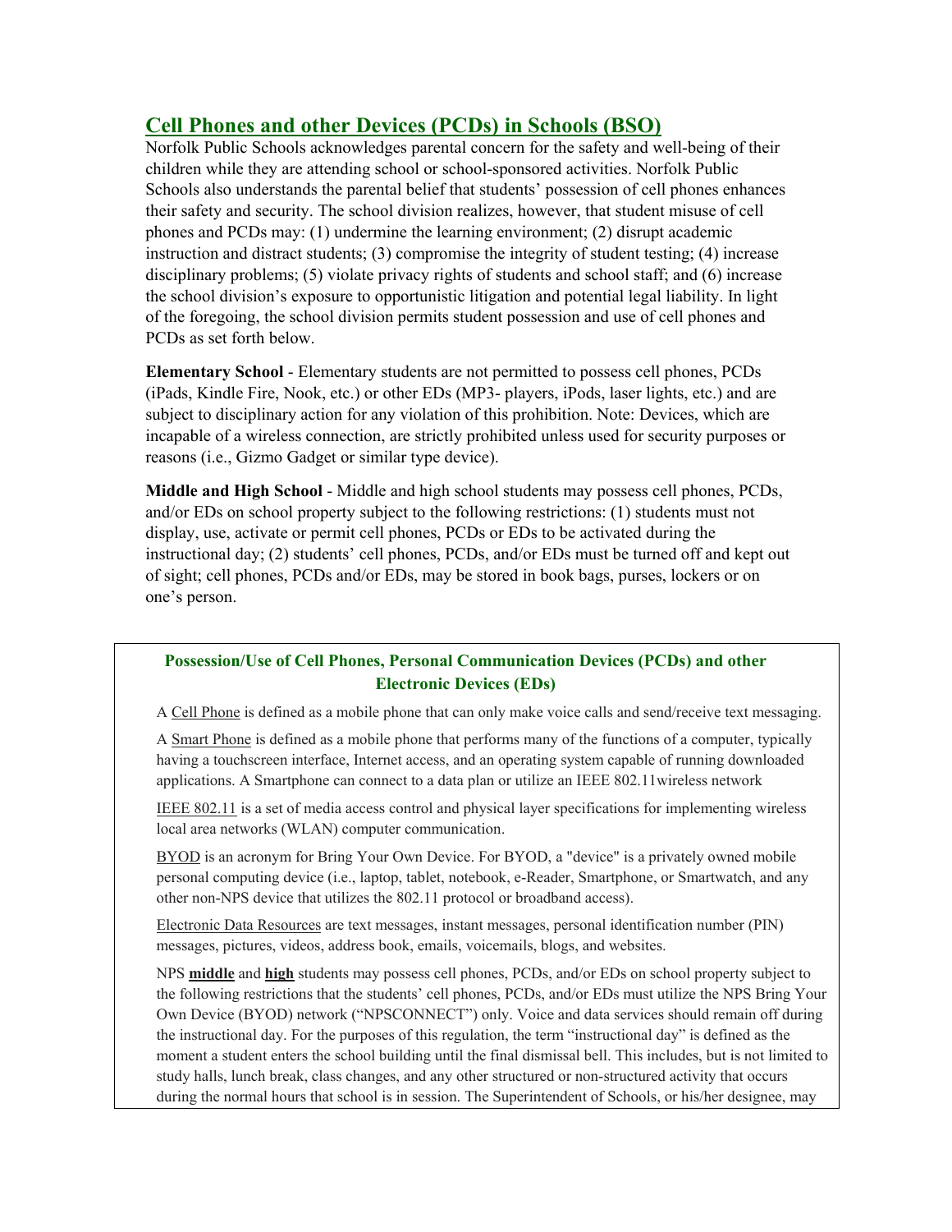## Cell Phones and other Devices (PCDs) in Schools (BSO)

Norfolk Public Schools acknowledges parental concern for the safety and well-being of their children while they are attending school or school-sponsored activities. Norfolk Public Schools also understands the parental belief that students' possession of cell phones enhances their safety and security. The school division realizes, however, that student misuse of cell phones and PCDs may: (1) undermine the learning environment; (2) disrupt academic instruction and distract students; (3) compromise the integrity of student testing; (4) increase disciplinary problems; (5) violate privacy rights of students and school staff; and (6) increase the school division's exposure to opportunistic litigation and potential legal liability. In light of the foregoing, the school division permits student possession and use of cell phones and PCDs as set forth below.

**Elementary School** - Elementary students are not permitted to possess cell phones, PCDs (iPads, Kindle Fire, Nook, etc.) or other EDs (MP3- players, iPods, laser lights, etc.) and are subject to disciplinary action for any violation of this prohibition. Note: Devices, which are incapable of a wireless connection, are strictly prohibited unless used for security purposes or reasons (i.e., Gizmo Gadget or similar type device).

**Middle and High School** - Middle and high school students may possess cell phones, PCDs, and/or EDs on school property subject to the following restrictions: (1) students must not display, use, activate or permit cell phones, PCDs or EDs to be activated during the instructional day; (2) students' cell phones, PCDs, and/or EDs must be turned off and kept out of sight; cell phones, PCDs and/or EDs, may be stored in book bags, purses, lockers or on one's person.

### Possession/Use of Cell Phones, Personal Communication Devices (PCDs) and other Electronic Devices (EDs)

A Cell Phone is defined as a mobile phone that can only make voice calls and send/receive text messaging.

A Smart Phone is defined as a mobile phone that performs many of the functions of a computer, typically having a touchscreen interface, Internet access, and an operating system capable of running downloaded applications. A Smartphone can connect to a data plan or utilize an IEEE 802.11wireless network

IEEE 802.11 is a set of media access control and physical layer specifications for implementing wireless local area networks (WLAN) computer communication.

BYOD is an acronym for Bring Your Own Device. For BYOD, a "device" is a privately owned mobile personal computing device (i.e., laptop, tablet, notebook, e-Reader, Smartphone, or Smartwatch, and any other non-NPS device that utilizes the 802.11 protocol or broadband access).

Electronic Data Resources are text messages, instant messages, personal identification number (PIN) messages, pictures, videos, address book, emails, voicemails, blogs, and websites.

NPS **middle** and **high** students may possess cell phones, PCDs, and/or EDs on school property subject to the following restrictions that the students' cell phones, PCDs, and/or EDs must utilize the NPS Bring Your Own Device (BYOD) network ("NPSCONNECT") only. Voice and data services should remain off during the instructional day. For the purposes of this regulation, the term "instructional day" is defined as the moment a student enters the school building until the final dismissal bell. This includes, but is not limited to study halls, lunch break, class changes, and any other structured or non-structured activity that occurs during the normal hours that school is in session. The Superintendent of Schools, or his/her designee, may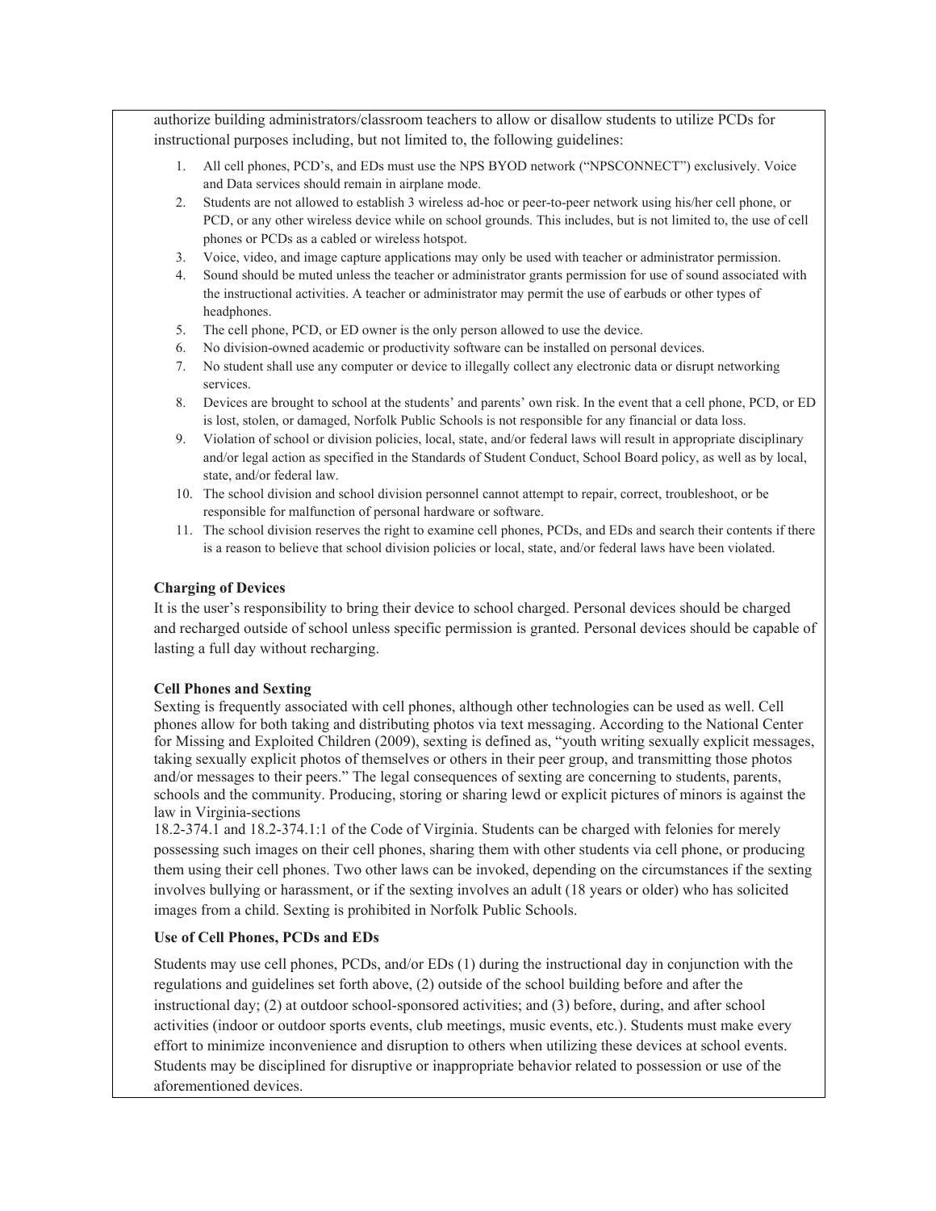authorize building administrators/classroom teachers to allow or disallow students to utilize PCDs for instructional purposes including, but not limited to, the following guidelines:

1. All cell phones, PCD's, and EDs must use the NPS BYOD network ("NPSCONNECT") exclusively. Voice and Data services should remain in airplane mode.
2. Students are not allowed to establish 3 wireless ad-hoc or peer-to-peer network using his/her cell phone, or PCD, or any other wireless device while on school grounds. This includes, but is not limited to, the use of cell phones or PCDs as a cabled or wireless hotspot.
3. Voice, video, and image capture applications may only be used with teacher or administrator permission.
4. Sound should be muted unless the teacher or administrator grants permission for use of sound associated with the instructional activities. A teacher or administrator may permit the use of earbuds or other types of headphones.
5. The cell phone, PCD, or ED owner is the only person allowed to use the device.
6. No division-owned academic or productivity software can be installed on personal devices.
7. No student shall use any computer or device to illegally collect any electronic data or disrupt networking services.
8. Devices are brought to school at the students' and parents' own risk. In the event that a cell phone, PCD, or ED is lost, stolen, or damaged, Norfolk Public Schools is not responsible for any financial or data loss.
9. Violation of school or division policies, local, state, and/or federal laws will result in appropriate disciplinary and/or legal action as specified in the Standards of Student Conduct, School Board policy, as well as by local, state, and/or federal law.
10. The school division and school division personnel cannot attempt to repair, correct, troubleshoot, or be responsible for malfunction of personal hardware or software.
11. The school division reserves the right to examine cell phones, PCDs, and EDs and search their contents if there is a reason to believe that school division policies or local, state, and/or federal laws have been violated.

**Charging of Devices**

It is the user's responsibility to bring their device to school charged. Personal devices should be charged and recharged outside of school unless specific permission is granted. Personal devices should be capable of lasting a full day without recharging.

**Cell Phones and Sexting**

Sexting is frequently associated with cell phones, although other technologies can be used as well. Cell phones allow for both taking and distributing photos via text messaging. According to the National Center for Missing and Exploited Children (2009), sexting is defined as, "youth writing sexually explicit messages, taking sexually explicit photos of themselves or others in their peer group, and transmitting those photos and/or messages to their peers." The legal consequences of sexting are concerning to students, parents, schools and the community. Producing, storing or sharing lewd or explicit pictures of minors is against the law in Virginia-sections 18.2-374.1 and 18.2-374.1:1 of the Code of Virginia. Students can be charged with felonies for merely possessing such images on their cell phones, sharing them with other students via cell phone, or producing them using their cell phones. Two other laws can be invoked, depending on the circumstances if the sexting involves bullying or harassment, or if the sexting involves an adult (18 years or older) who has solicited images from a child. Sexting is prohibited in Norfolk Public Schools.

**Use of Cell Phones, PCDs and EDs**

Students may use cell phones, PCDs, and/or EDs (1) during the instructional day in conjunction with the regulations and guidelines set forth above, (2) outside of the school building before and after the instructional day; (2) at outdoor school-sponsored activities; and (3) before, during, and after school activities (indoor or outdoor sports events, club meetings, music events, etc.). Students must make every effort to minimize inconvenience and disruption to others when utilizing these devices at school events. Students may be disciplined for disruptive or inappropriate behavior related to possession or use of the aforementioned devices.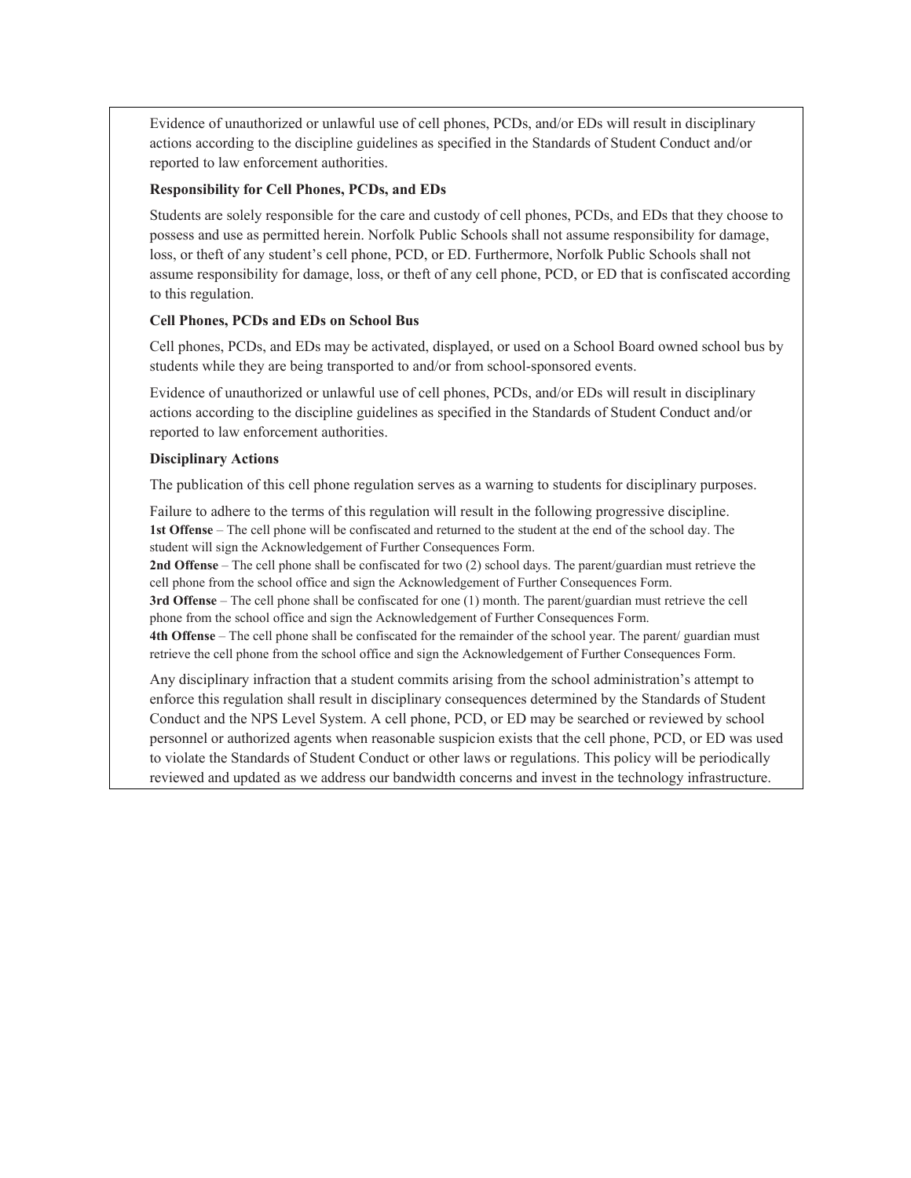Evidence of unauthorized or unlawful use of cell phones, PCDs, and/or EDs will result in disciplinary actions according to the discipline guidelines as specified in the Standards of Student Conduct and/or reported to law enforcement authorities.

**Responsibility for Cell Phones, PCDs, and EDs**

Students are solely responsible for the care and custody of cell phones, PCDs, and EDs that they choose to possess and use as permitted herein. Norfolk Public Schools shall not assume responsibility for damage, loss, or theft of any student's cell phone, PCD, or ED. Furthermore, Norfolk Public Schools shall not assume responsibility for damage, loss, or theft of any cell phone, PCD, or ED that is confiscated according to this regulation.

**Cell Phones, PCDs and EDs on School Bus**

Cell phones, PCDs, and EDs may be activated, displayed, or used on a School Board owned school bus by students while they are being transported to and/or from school-sponsored events.

Evidence of unauthorized or unlawful use of cell phones, PCDs, and/or EDs will result in disciplinary actions according to the discipline guidelines as specified in the Standards of Student Conduct and/or reported to law enforcement authorities.

**Disciplinary Actions**

The publication of this cell phone regulation serves as a warning to students for disciplinary purposes.

Failure to adhere to the terms of this regulation will result in the following progressive discipline.

**1st Offense** – The cell phone will be confiscated and returned to the student at the end of the school day. The student will sign the Acknowledgement of Further Consequences Form.

**2nd Offense** – The cell phone shall be confiscated for two (2) school days. The parent/guardian must retrieve the cell phone from the school office and sign the Acknowledgement of Further Consequences Form.

**3rd Offense** – The cell phone shall be confiscated for one (1) month. The parent/guardian must retrieve the cell phone from the school office and sign the Acknowledgement of Further Consequences Form.

**4th Offense** – The cell phone shall be confiscated for the remainder of the school year. The parent/ guardian must retrieve the cell phone from the school office and sign the Acknowledgement of Further Consequences Form.

Any disciplinary infraction that a student commits arising from the school administration's attempt to enforce this regulation shall result in disciplinary consequences determined by the Standards of Student Conduct and the NPS Level System. A cell phone, PCD, or ED may be searched or reviewed by school personnel or authorized agents when reasonable suspicion exists that the cell phone, PCD, or ED was used to violate the Standards of Student Conduct or other laws or regulations. This policy will be periodically reviewed and updated as we address our bandwidth concerns and invest in the technology infrastructure.